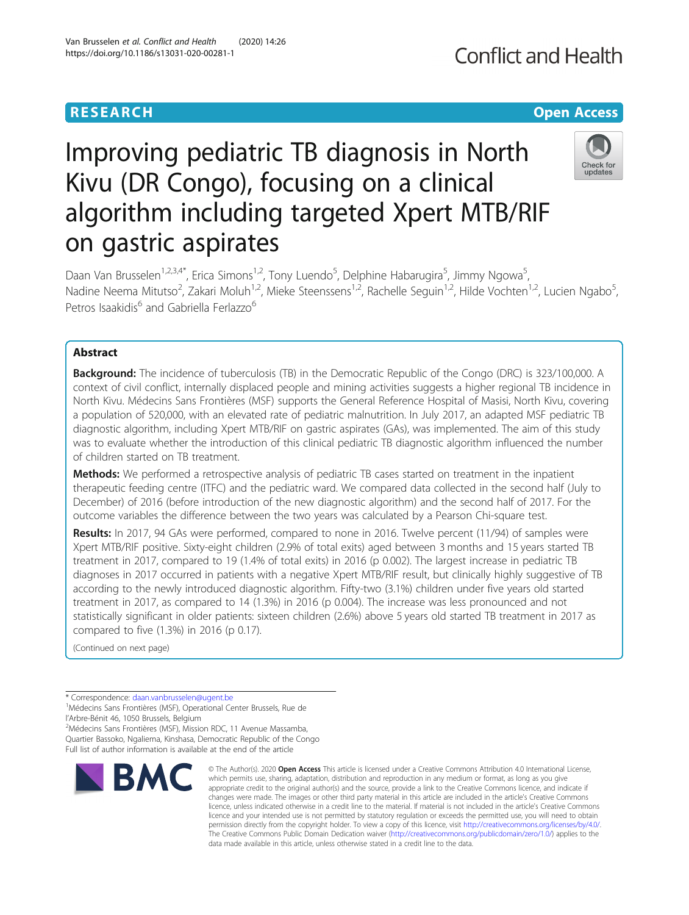RESEARCH

Open Access

# Improving pediatric TB diagnosis in North Kivu (DR Congo), focusing on a clinical algorithm including targeted Xpert MTB/RIF on gastric aspirates

Daan Van Brusselen[1,2,3,4*], Erica Simons[1,2], Tony Luendo[5], Delphine Habarugira[5], Jimmy Ngowa[5], Nadine Neema Mitutso[2], Zakari Moluh[1,2], Mieke Steenssens[1,2], Rachelle Seguin[1,2], Hilde Vochten[1,2], Lucien Ngabo[5], Petros Isaakidis[6] and Gabriella Ferlazzo[6]

## Abstract

**Background:** The incidence of tuberculosis (TB) in the Democratic Republic of the Congo (DRC) is 323/100,000. A context of civil conflict, internally displaced people and mining activities suggests a higher regional TB incidence in North Kivu. Médecins Sans Frontières (MSF) supports the General Reference Hospital of Masisi, North Kivu, covering a population of 520,000, with an elevated rate of pediatric malnutrition. In July 2017, an adapted MSF pediatric TB diagnostic algorithm, including Xpert MTB/RIF on gastric aspirates (GAs), was implemented. The aim of this study was to evaluate whether the introduction of this clinical pediatric TB diagnostic algorithm influenced the number of children started on TB treatment.

**Methods:** We performed a retrospective analysis of pediatric TB cases started on treatment in the inpatient therapeutic feeding centre (ITFC) and the pediatric ward. We compared data collected in the second half (July to December) of 2016 (before introduction of the new diagnostic algorithm) and the second half of 2017. For the outcome variables the difference between the two years was calculated by a Pearson Chi-square test.

**Results:** In 2017, 94 GAs were performed, compared to none in 2016. Twelve percent (11/94) of samples were Xpert MTB/RIF positive. Sixty-eight children (2.9% of total exits) aged between 3 months and 15 years started TB treatment in 2017, compared to 19 (1.4% of total exits) in 2016 (p 0.002). The largest increase in pediatric TB diagnoses in 2017 occurred in patients with a negative Xpert MTB/RIF result, but clinically highly suggestive of TB according to the newly introduced diagnostic algorithm. Fifty-two (3.1%) children under five years old started treatment in 2017, as compared to 14 (1.3%) in 2016 (p 0.004). The increase was less pronounced and not statistically significant in older patients: sixteen children (2.6%) above 5 years old started TB treatment in 2017 as compared to five (1.3%) in 2016 (p 0.17).

(Continued on next page)

* Correspondence: daan.vanbrusselen@ugent.be

[1]Médecins Sans Frontières (MSF), Operational Center Brussels, Rue de l'Arbre-Bénit 46, 1050 Brussels, Belgium

[2]Médecins Sans Frontières (MSF), Mission RDC, 11 Avenue Massamba, Quartier Bassoko, Ngaliema, Kinshasa, Democratic Republic of the Congo

Full list of author information is available at the end of the article

© The Author(s). 2020 **Open Access** This article is licensed under a Creative Commons Attribution 4.0 International License, which permits use, sharing, adaptation, distribution and reproduction in any medium or format, as long as you give appropriate credit to the original author(s) and the source, provide a link to the Creative Commons licence, and indicate if changes were made. The images or other third party material in this article are included in the article's Creative Commons licence, unless indicated otherwise in a credit line to the material. If material is not included in the article's Creative Commons licence and your intended use is not permitted by statutory regulation or exceeds the permitted use, you will need to obtain permission directly from the copyright holder. To view a copy of this licence, visit http://creativecommons.org/licenses/by/4.0/. The Creative Commons Public Domain Dedication waiver (http://creativecommons.org/publicdomain/zero/1.0/) applies to the data made available in this article, unless otherwise stated in a credit line to the data.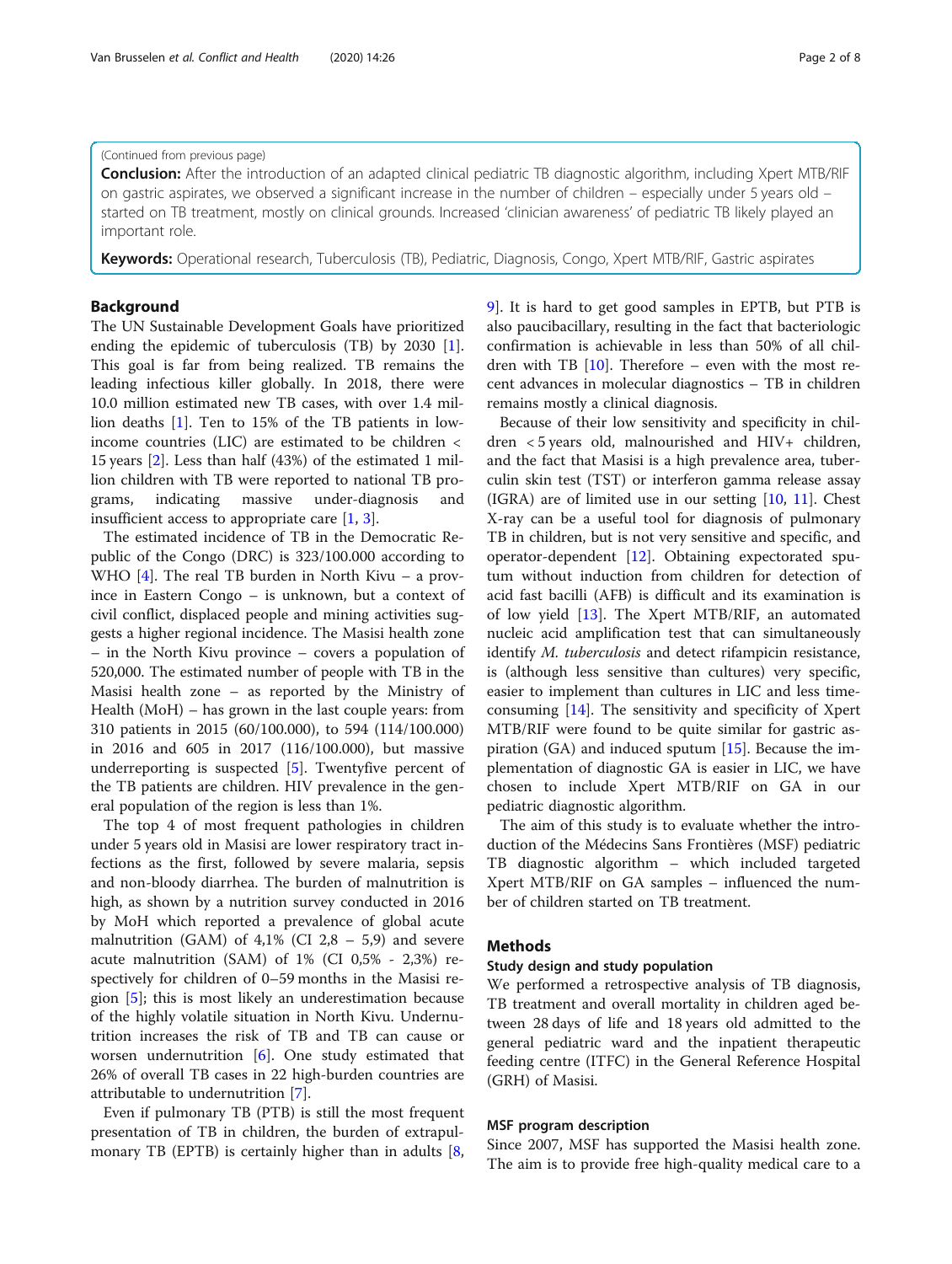(Continued from previous page)

**Conclusion:** After the introduction of an adapted clinical pediatric TB diagnostic algorithm, including Xpert MTB/RIF on gastric aspirates, we observed a significant increase in the number of children – especially under 5 years old – started on TB treatment, mostly on clinical grounds. Increased 'clinician awareness' of pediatric TB likely played an important role.

**Keywords:** Operational research, Tuberculosis (TB), Pediatric, Diagnosis, Congo, Xpert MTB/RIF, Gastric aspirates

## Background

The UN Sustainable Development Goals have prioritized ending the epidemic of tuberculosis (TB) by 2030 [1]. This goal is far from being realized. TB remains the leading infectious killer globally. In 2018, there were 10.0 million estimated new TB cases, with over 1.4 million deaths [1]. Ten to 15% of the TB patients in low-income countries (LIC) are estimated to be children < 15 years [2]. Less than half (43%) of the estimated 1 million children with TB were reported to national TB programs, indicating massive under-diagnosis and insufficient access to appropriate care [1, 3].

The estimated incidence of TB in the Democratic Republic of the Congo (DRC) is 323/100.000 according to WHO [4]. The real TB burden in North Kivu – a province in Eastern Congo – is unknown, but a context of civil conflict, displaced people and mining activities suggests a higher regional incidence. The Masisi health zone – in the North Kivu province – covers a population of 520,000. The estimated number of people with TB in the Masisi health zone – as reported by the Ministry of Health (MoH) – has grown in the last couple years: from 310 patients in 2015 (60/100.000), to 594 (114/100.000) in 2016 and 605 in 2017 (116/100.000), but massive underreporting is suspected [5]. Twentyfive percent of the TB patients are children. HIV prevalence in the general population of the region is less than 1%.

The top 4 of most frequent pathologies in children under 5 years old in Masisi are lower respiratory tract infections as the first, followed by severe malaria, sepsis and non-bloody diarrhea. The burden of malnutrition is high, as shown by a nutrition survey conducted in 2016 by MoH which reported a prevalence of global acute malnutrition (GAM) of 4,1% (CI 2,8 – 5,9) and severe acute malnutrition (SAM) of 1% (CI 0,5% - 2,3%) respectively for children of 0–59 months in the Masisi region [5]; this is most likely an underestimation because of the highly volatile situation in North Kivu. Undernutrition increases the risk of TB and TB can cause or worsen undernutrition [6]. One study estimated that 26% of overall TB cases in 22 high-burden countries are attributable to undernutrition [7].

Even if pulmonary TB (PTB) is still the most frequent presentation of TB in children, the burden of extrapulmonary TB (EPTB) is certainly higher than in adults [8, 9]. It is hard to get good samples in EPTB, but PTB is also paucibacillary, resulting in the fact that bacteriologic confirmation is achievable in less than 50% of all children with TB [10]. Therefore – even with the most recent advances in molecular diagnostics – TB in children remains mostly a clinical diagnosis.

Because of their low sensitivity and specificity in children < 5 years old, malnourished and HIV+ children, and the fact that Masisi is a high prevalence area, tuberculin skin test (TST) or interferon gamma release assay (IGRA) are of limited use in our setting [10, 11]. Chest X-ray can be a useful tool for diagnosis of pulmonary TB in children, but is not very sensitive and specific, and operator-dependent [12]. Obtaining expectorated sputum without induction from children for detection of acid fast bacilli (AFB) is difficult and its examination is of low yield [13]. The Xpert MTB/RIF, an automated nucleic acid amplification test that can simultaneously identify *M. tuberculosis* and detect rifampicin resistance, is (although less sensitive than cultures) very specific, easier to implement than cultures in LIC and less time-consuming [14]. The sensitivity and specificity of Xpert MTB/RIF were found to be quite similar for gastric aspiration (GA) and induced sputum [15]. Because the implementation of diagnostic GA is easier in LIC, we have chosen to include Xpert MTB/RIF on GA in our pediatric diagnostic algorithm.

The aim of this study is to evaluate whether the introduction of the Médecins Sans Frontières (MSF) pediatric TB diagnostic algorithm – which included targeted Xpert MTB/RIF on GA samples – influenced the number of children started on TB treatment.

## Methods

### Study design and study population

We performed a retrospective analysis of TB diagnosis, TB treatment and overall mortality in children aged between 28 days of life and 18 years old admitted to the general pediatric ward and the inpatient therapeutic feeding centre (ITFC) in the General Reference Hospital (GRH) of Masisi.

### MSF program description

Since 2007, MSF has supported the Masisi health zone. The aim is to provide free high-quality medical care to a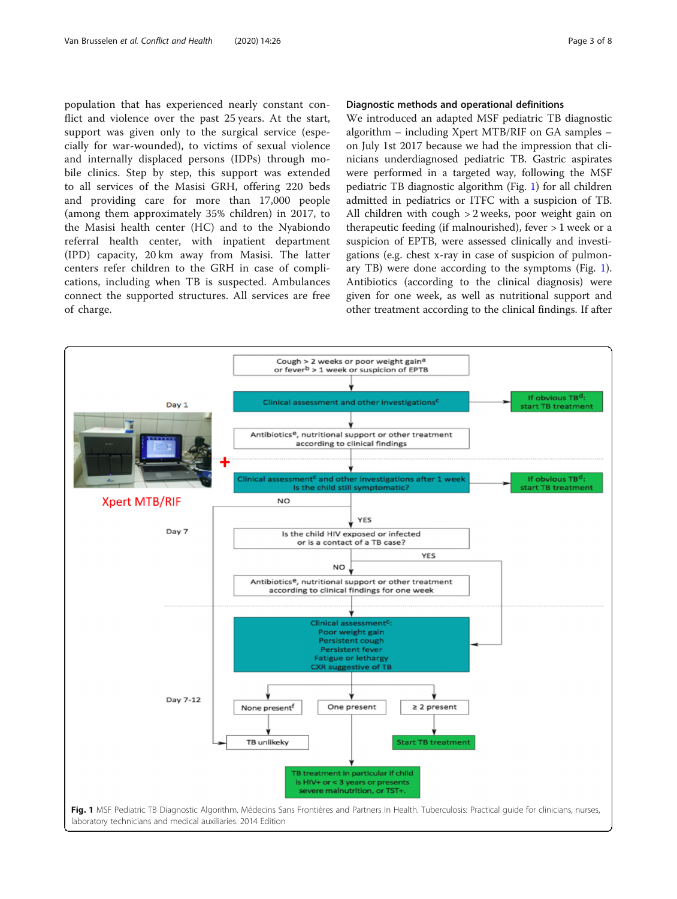population that has experienced nearly constant conflict and violence over the past 25 years. At the start, support was given only to the surgical service (especially for war-wounded), to victims of sexual violence and internally displaced persons (IDPs) through mobile clinics. Step by step, this support was extended to all services of the Masisi GRH, offering 220 beds and providing care for more than 17,000 people (among them approximately 35% children) in 2017, to the Masisi health center (HC) and to the Nyabiondo referral health center, with inpatient department (IPD) capacity, 20 km away from Masisi. The latter centers refer children to the GRH in case of complications, including when TB is suspected. Ambulances connect the supported structures. All services are free of charge.

### Diagnostic methods and operational definitions

We introduced an adapted MSF pediatric TB diagnostic algorithm – including Xpert MTB/RIF on GA samples – on July 1st 2017 because we had the impression that clinicians underdiagnosed pediatric TB. Gastric aspirates were performed in a targeted way, following the MSF pediatric TB diagnostic algorithm (Fig. 1) for all children admitted in pediatrics or ITFC with a suspicion of TB. All children with cough > 2 weeks, poor weight gain on therapeutic feeding (if malnourished), fever > 1 week or a suspicion of EPTB, were assessed clinically and investigations (e.g. chest x-ray in case of suspicion of pulmonary TB) were done according to the symptoms (Fig. 1). Antibiotics (according to the clinical diagnosis) were given for one week, as well as nutritional support and other treatment according to the clinical findings. If after

**Fig. 1** MSF Pediatric TB Diagnostic Algorithm. Médecins Sans Frontières and Partners In Health. Tuberculosis: Practical guide for clinicians, nurses, laboratory technicians and medical auxiliaries. 2014 Edition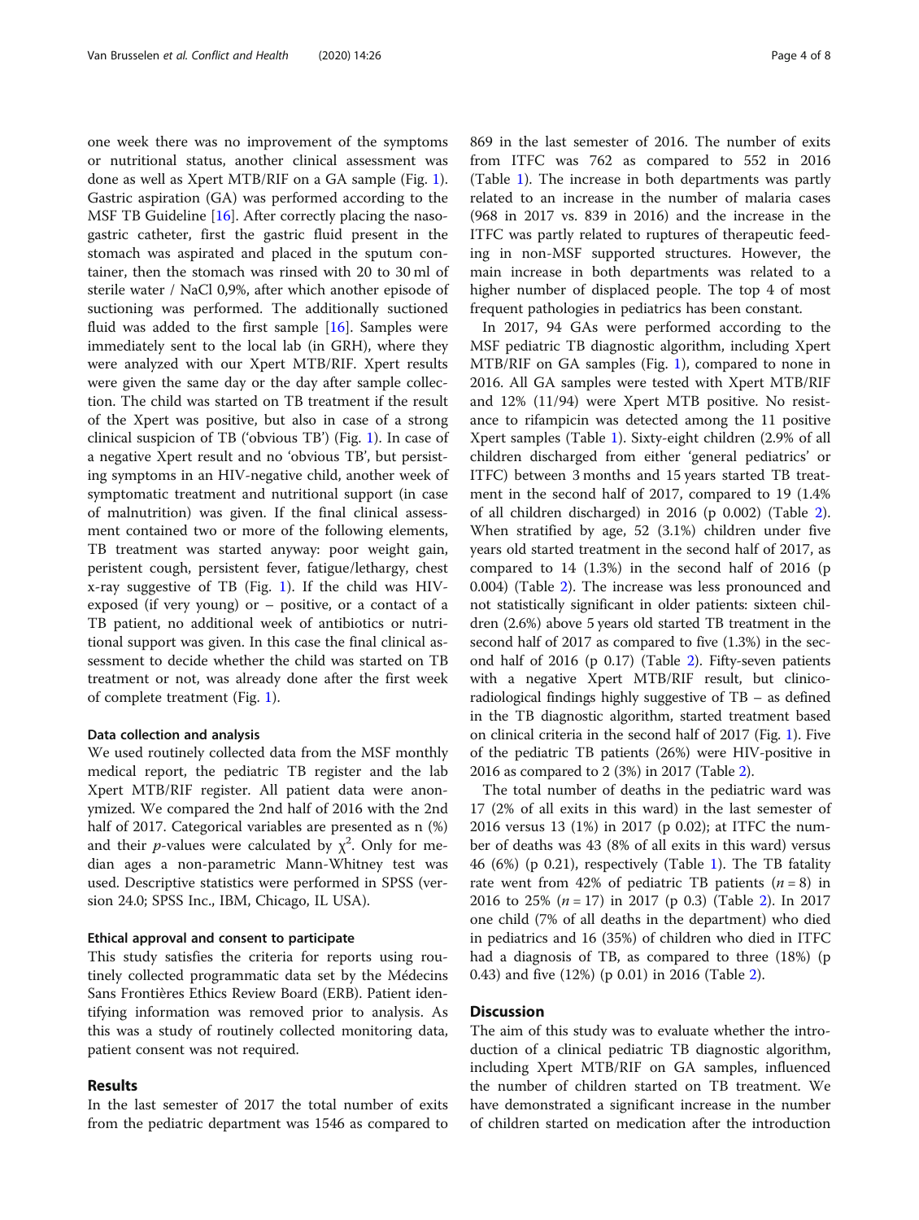one week there was no improvement of the symptoms or nutritional status, another clinical assessment was done as well as Xpert MTB/RIF on a GA sample (Fig. 1). Gastric aspiration (GA) was performed according to the MSF TB Guideline [16]. After correctly placing the naso-gastric catheter, first the gastric fluid present in the stomach was aspirated and placed in the sputum container, then the stomach was rinsed with 20 to 30 ml of sterile water / NaCl 0,9%, after which another episode of suctioning was performed. The additionally suctioned fluid was added to the first sample [16]. Samples were immediately sent to the local lab (in GRH), where they were analyzed with our Xpert MTB/RIF. Xpert results were given the same day or the day after sample collection. The child was started on TB treatment if the result of the Xpert was positive, but also in case of a strong clinical suspicion of TB ('obvious TB') (Fig. 1). In case of a negative Xpert result and no 'obvious TB', but persisting symptoms in an HIV-negative child, another week of symptomatic treatment and nutritional support (in case of malnutrition) was given. If the final clinical assessment contained two or more of the following elements, TB treatment was started anyway: poor weight gain, peristent cough, persistent fever, fatigue/lethargy, chest x-ray suggestive of TB (Fig. 1). If the child was HIV-exposed (if very young) or – positive, or a contact of a TB patient, no additional week of antibiotics or nutritional support was given. In this case the final clinical assessment to decide whether the child was started on TB treatment or not, was already done after the first week of complete treatment (Fig. 1).

### Data collection and analysis

We used routinely collected data from the MSF monthly medical report, the pediatric TB register and the lab Xpert MTB/RIF register. All patient data were anonymized. We compared the 2nd half of 2016 with the 2nd half of 2017. Categorical variables are presented as n (%) and their *p*-values were calculated by $\chi^2$. Only for median ages a non-parametric Mann-Whitney test was used. Descriptive statistics were performed in SPSS (version 24.0; SPSS Inc., IBM, Chicago, IL USA).

### Ethical approval and consent to participate

This study satisfies the criteria for reports using routinely collected programmatic data set by the Médecins Sans Frontières Ethics Review Board (ERB). Patient identifying information was removed prior to analysis. As this was a study of routinely collected monitoring data, patient consent was not required.

## Results

In the last semester of 2017 the total number of exits from the pediatric department was 1546 as compared to 869 in the last semester of 2016. The number of exits from ITFC was 762 as compared to 552 in 2016 (Table 1). The increase in both departments was partly related to an increase in the number of malaria cases (968 in 2017 vs. 839 in 2016) and the increase in the ITFC was partly related to ruptures of therapeutic feeding in non-MSF supported structures. However, the main increase in both departments was related to a higher number of displaced people. The top 4 of most frequent pathologies in pediatrics has been constant.

In 2017, 94 GAs were performed according to the MSF pediatric TB diagnostic algorithm, including Xpert MTB/RIF on GA samples (Fig. 1), compared to none in 2016. All GA samples were tested with Xpert MTB/RIF and 12% (11/94) were Xpert MTB positive. No resistance to rifampicin was detected among the 11 positive Xpert samples (Table 1). Sixty-eight children (2.9% of all children discharged from either 'general pediatrics' or ITFC) between 3 months and 15 years started TB treatment in the second half of 2017, compared to 19 (1.4% of all children discharged) in 2016 (p 0.002) (Table 2). When stratified by age, 52 (3.1%) children under five years old started TB treatment in the second half of 2017, as compared to 14 (1.3%) in the second half of 2016 (p 0.004) (Table 2). The increase was less pronounced and not statistically significant in older patients: sixteen children (2.6%) above 5 years old started TB treatment in the second half of 2017 as compared to five (1.3%) in the second half of 2016 (p 0.17) (Table 2). Fifty-seven patients with a negative Xpert MTB/RIF result, but clinico-radiological findings highly suggestive of TB – as defined in the TB diagnostic algorithm, started treatment based on clinical criteria in the second half of 2017 (Fig. 1). Five of the pediatric TB patients (26%) were HIV-positive in 2016 as compared to 2 (3%) in 2017 (Table 2).

The total number of deaths in the pediatric ward was 17 (2% of all exits in this ward) in the last semester of 2016 versus 13 (1%) in 2017 (p 0.02); at ITFC the number of deaths was 43 (8% of all exits in this ward) versus 46 (6%) (p 0.21), respectively (Table 1). The TB fatality rate went from 42% of pediatric TB patients ($n = 8$) in 2016 to 25% ($n = 17$) in 2017 (p 0.3) (Table 2). In 2017 one child (7% of all deaths in the department) who died in pediatrics and 16 (35%) of children who died in ITFC had a diagnosis of TB, as compared to three (18%) (p 0.43) and five (12%) (p 0.01) in 2016 (Table 2).

## Discussion

The aim of this study was to evaluate whether the introduction of a clinical pediatric TB diagnostic algorithm, including Xpert MTB/RIF on GA samples, influenced the number of children started on TB treatment. We have demonstrated a significant increase in the number of children started on medication after the introduction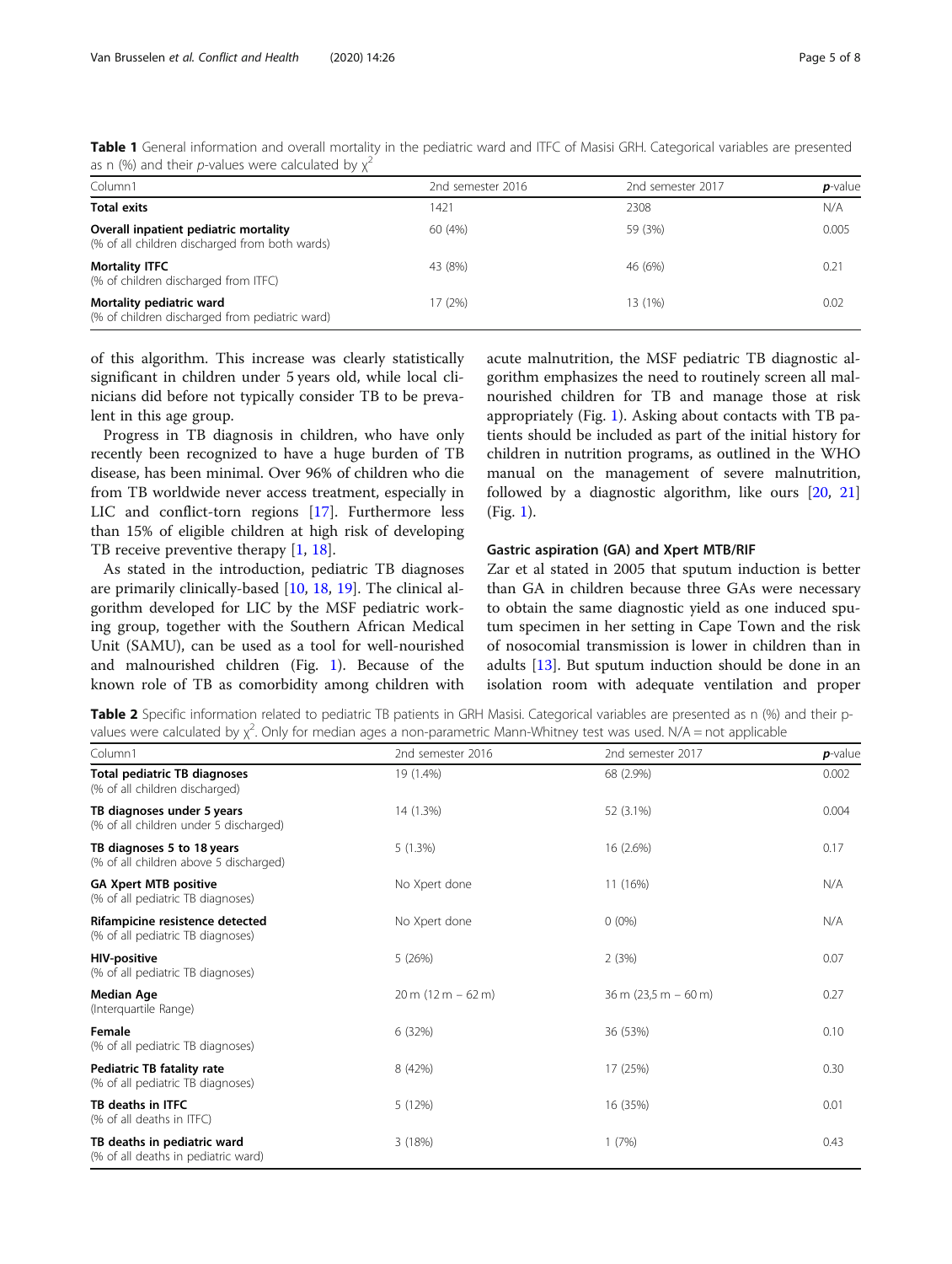**Table 1** General information and overall mortality in the pediatric ward and ITFC of Masisi GRH. Categorical variables are presented as n (%) and their *p*-values were calculated by $\chi^2$

| Column1 | 2nd semester 2016 | 2nd semester 2017 | *p*-value |
|---|---|---|---|
| **Total exits** | 1421 | 2308 | N/A |
| **Overall inpatient pediatric mortality** (% of all children discharged from both wards) | 60 (4%) | 59 (3%) | 0.005 |
| **Mortality ITFC** (% of children discharged from ITFC) | 43 (8%) | 46 (6%) | 0.21 |
| **Mortality pediatric ward** (% of children discharged from pediatric ward) | 17 (2%) | 13 (1%) | 0.02 |

of this algorithm. This increase was clearly statistically significant in children under 5 years old, while local clinicians did before not typically consider TB to be prevalent in this age group.

Progress in TB diagnosis in children, who have only recently been recognized to have a huge burden of TB disease, has been minimal. Over 96% of children who die from TB worldwide never access treatment, especially in LIC and conflict-torn regions [17]. Furthermore less than 15% of eligible children at high risk of developing TB receive preventive therapy [1, 18].

As stated in the introduction, pediatric TB diagnoses are primarily clinically-based [10, 18, 19]. The clinical algorithm developed for LIC by the MSF pediatric working group, together with the Southern African Medical Unit (SAMU), can be used as a tool for well-nourished and malnourished children (Fig. 1). Because of the known role of TB as comorbidity among children with acute malnutrition, the MSF pediatric TB diagnostic algorithm emphasizes the need to routinely screen all malnourished children for TB and manage those at risk appropriately (Fig. 1). Asking about contacts with TB patients should be included as part of the initial history for children in nutrition programs, as outlined in the WHO manual on the management of severe malnutrition, followed by a diagnostic algorithm, like ours [20, 21] (Fig. 1).

### Gastric aspiration (GA) and Xpert MTB/RIF

Zar et al stated in 2005 that sputum induction is better than GA in children because three GAs were necessary to obtain the same diagnostic yield as one induced sputum specimen in her setting in Cape Town and the risk of nosocomial transmission is lower in children than in adults [13]. But sputum induction should be done in an isolation room with adequate ventilation and proper

**Table 2** Specific information related to pediatric TB patients in GRH Masisi. Categorical variables are presented as n (%) and their p-values were calculated by $\chi^2$. Only for median ages a non-parametric Mann-Whitney test was used. N/A = not applicable

| Column1 | 2nd semester 2016 | 2nd semester 2017 | *p*-value |
|---|---|---|---|
| **Total pediatric TB diagnoses** (% of all children discharged) | 19 (1.4%) | 68 (2.9%) | 0.002 |
| **TB diagnoses under 5 years** (% of all children under 5 discharged) | 14 (1.3%) | 52 (3.1%) | 0.004 |
| **TB diagnoses 5 to 18 years** (% of all children above 5 discharged) | 5 (1.3%) | 16 (2.6%) | 0.17 |
| **GA Xpert MTB positive** (% of all pediatric TB diagnoses) | No Xpert done | 11 (16%) | N/A |
| **Rifampicine resistence detected** (% of all pediatric TB diagnoses) | No Xpert done | 0 (0%) | N/A |
| **HIV-positive** (% of all pediatric TB diagnoses) | 5 (26%) | 2 (3%) | 0.07 |
| **Median Age** (Interquartile Range) | 20 m (12 m – 62 m) | 36 m (23,5 m – 60 m) | 0.27 |
| **Female** (% of all pediatric TB diagnoses) | 6 (32%) | 36 (53%) | 0.10 |
| **Pediatric TB fatality rate** (% of all pediatric TB diagnoses) | 8 (42%) | 17 (25%) | 0.30 |
| **TB deaths in ITFC** (% of all deaths in ITFC) | 5 (12%) | 16 (35%) | 0.01 |
| **TB deaths in pediatric ward** (% of all deaths in pediatric ward) | 3 (18%) | 1 (7%) | 0.43 |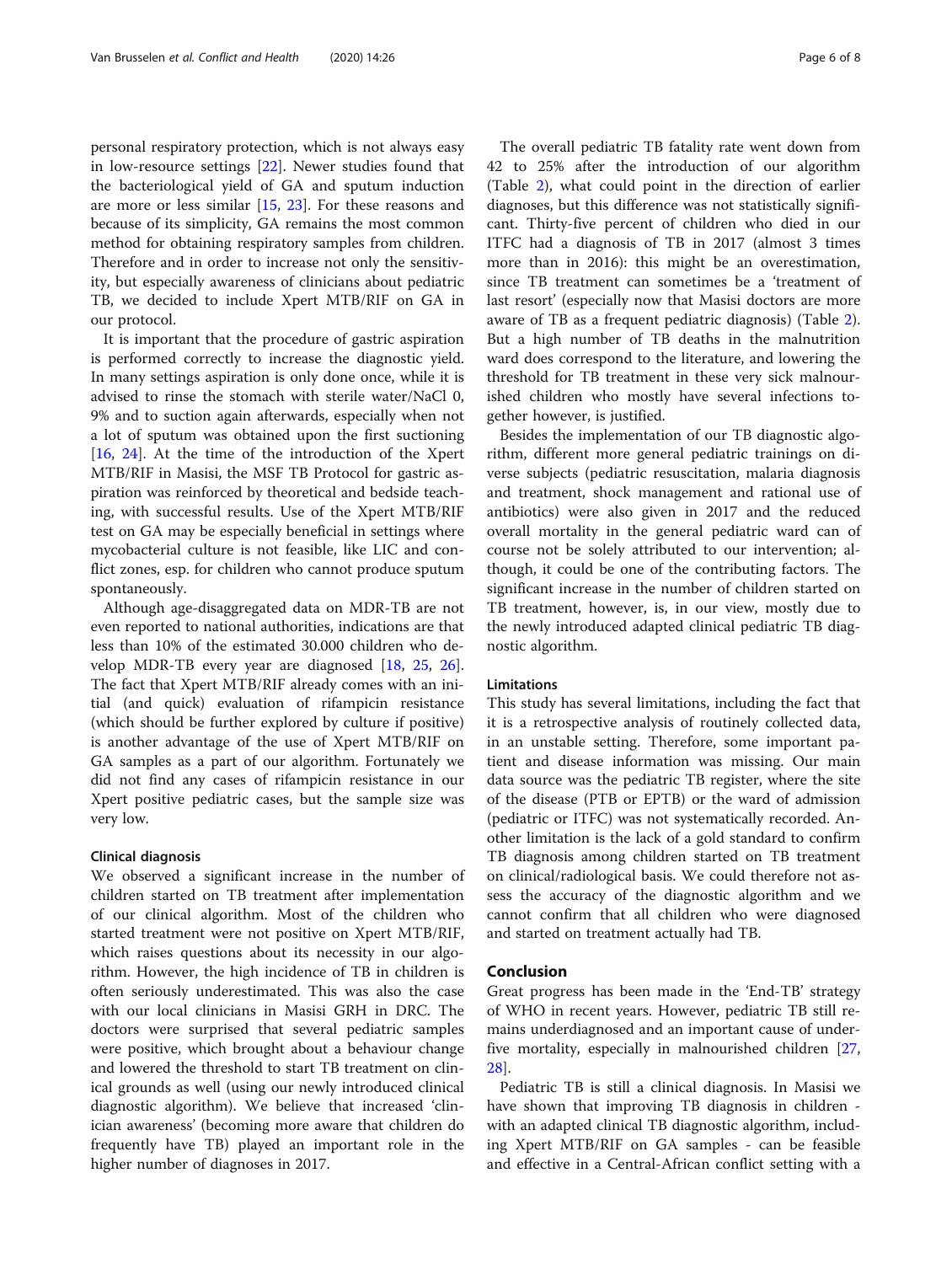personal respiratory protection, which is not always easy in low-resource settings [22]. Newer studies found that the bacteriological yield of GA and sputum induction are more or less similar [15, 23]. For these reasons and because of its simplicity, GA remains the most common method for obtaining respiratory samples from children. Therefore and in order to increase not only the sensitivity, but especially awareness of clinicians about pediatric TB, we decided to include Xpert MTB/RIF on GA in our protocol.

It is important that the procedure of gastric aspiration is performed correctly to increase the diagnostic yield. In many settings aspiration is only done once, while it is advised to rinse the stomach with sterile water/NaCl 0, 9% and to suction again afterwards, especially when not a lot of sputum was obtained upon the first suctioning [16, 24]. At the time of the introduction of the Xpert MTB/RIF in Masisi, the MSF TB Protocol for gastric aspiration was reinforced by theoretical and bedside teaching, with successful results. Use of the Xpert MTB/RIF test on GA may be especially beneficial in settings where mycobacterial culture is not feasible, like LIC and conflict zones, esp. for children who cannot produce sputum spontaneously.

Although age-disaggregated data on MDR-TB are not even reported to national authorities, indications are that less than 10% of the estimated 30.000 children who develop MDR-TB every year are diagnosed [18, 25, 26]. The fact that Xpert MTB/RIF already comes with an initial (and quick) evaluation of rifampicin resistance (which should be further explored by culture if positive) is another advantage of the use of Xpert MTB/RIF on GA samples as a part of our algorithm. Fortunately we did not find any cases of rifampicin resistance in our Xpert positive pediatric cases, but the sample size was very low.

### Clinical diagnosis

We observed a significant increase in the number of children started on TB treatment after implementation of our clinical algorithm. Most of the children who started treatment were not positive on Xpert MTB/RIF, which raises questions about its necessity in our algorithm. However, the high incidence of TB in children is often seriously underestimated. This was also the case with our local clinicians in Masisi GRH in DRC. The doctors were surprised that several pediatric samples were positive, which brought about a behaviour change and lowered the threshold to start TB treatment on clinical grounds as well (using our newly introduced clinical diagnostic algorithm). We believe that increased 'clinician awareness' (becoming more aware that children do frequently have TB) played an important role in the higher number of diagnoses in 2017.

The overall pediatric TB fatality rate went down from 42 to 25% after the introduction of our algorithm (Table 2), what could point in the direction of earlier diagnoses, but this difference was not statistically significant. Thirty-five percent of children who died in our ITFC had a diagnosis of TB in 2017 (almost 3 times more than in 2016): this might be an overestimation, since TB treatment can sometimes be a 'treatment of last resort' (especially now that Masisi doctors are more aware of TB as a frequent pediatric diagnosis) (Table 2). But a high number of TB deaths in the malnutrition ward does correspond to the literature, and lowering the threshold for TB treatment in these very sick malnourished children who mostly have several infections together however, is justified.

Besides the implementation of our TB diagnostic algorithm, different more general pediatric trainings on diverse subjects (pediatric resuscitation, malaria diagnosis and treatment, shock management and rational use of antibiotics) were also given in 2017 and the reduced overall mortality in the general pediatric ward can of course not be solely attributed to our intervention; although, it could be one of the contributing factors. The significant increase in the number of children started on TB treatment, however, is, in our view, mostly due to the newly introduced adapted clinical pediatric TB diagnostic algorithm.

### Limitations

This study has several limitations, including the fact that it is a retrospective analysis of routinely collected data, in an unstable setting. Therefore, some important patient and disease information was missing. Our main data source was the pediatric TB register, where the site of the disease (PTB or EPTB) or the ward of admission (pediatric or ITFC) was not systematically recorded. Another limitation is the lack of a gold standard to confirm TB diagnosis among children started on TB treatment on clinical/radiological basis. We could therefore not assess the accuracy of the diagnostic algorithm and we cannot confirm that all children who were diagnosed and started on treatment actually had TB.

## Conclusion

Great progress has been made in the 'End-TB' strategy of WHO in recent years. However, pediatric TB still remains underdiagnosed and an important cause of underfive mortality, especially in malnourished children [27, 28].

Pediatric TB is still a clinical diagnosis. In Masisi we have shown that improving TB diagnosis in children - with an adapted clinical TB diagnostic algorithm, including Xpert MTB/RIF on GA samples - can be feasible and effective in a Central-African conflict setting with a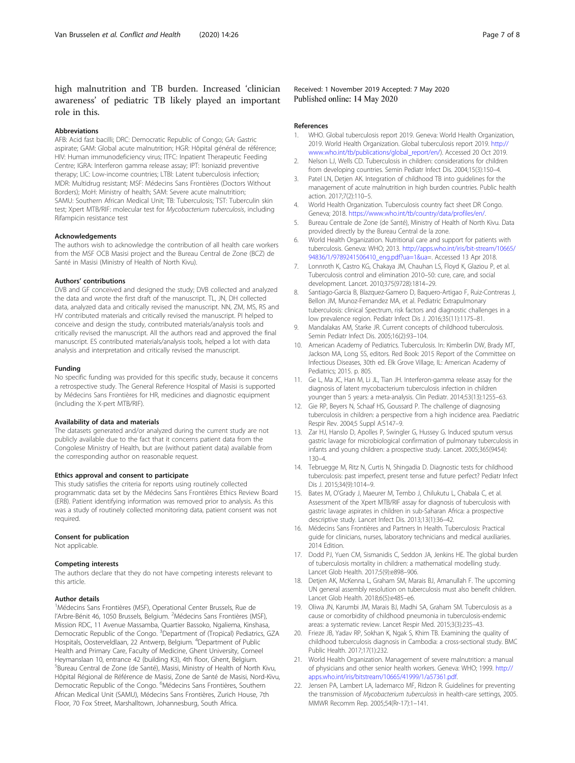high malnutrition and TB burden. Increased 'clinician awareness' of pediatric TB likely played an important role in this.

### Abbreviations

AFB: Acid fast bacilli; DRC: Democratic Republic of Congo; GA: Gastric aspirate; GAM: Global acute malnutrition; HGR: Hôpital général de référence; HIV: Human immunodeficiency virus; ITFC: Inpatient Therapeutic Feeding Centre; IGRA: Interferon gamma release assay; IPT: Isoniazid preventive therapy; LIC: Low-income countries; LTBI: Latent tuberculosis infection; MDR: Multidrug resistant; MSF: Médecins Sans Frontières (Doctors Without Borders); MoH: Ministry of health; SAM: Severe acute malnutrition; SAMU: Southern African Medical Unit; TB: Tuberculosis; TST: Tuberculin skin test; Xpert MTB/RIF: molecular test for *Mycobacterium tuberculosis*, including Rifampicin resistance test

### Acknowledgements

The authors wish to acknowledge the contribution of all health care workers from the MSF OCB Masisi project and the Bureau Central de Zone (BCZ) de Santé in Masisi (Ministry of Health of North Kivu).

### Authors' contributions

DVB and GF conceived and designed the study; DVB collected and analyzed the data and wrote the first draft of the manuscript. TL, JN, DH collected data, analyzed data and critically revised the manuscript. NN, ZM, MS, RS and HV contributed materials and critically revised the manuscript. PI helped to conceive and design the study, contributed materials/analysis tools and critically revised the manuscript. All the authors read and approved the final manuscript. ES contributed materials/analysis tools, helped a lot with data analysis and interpretation and critically revised the manuscript.

### Funding

No specific funding was provided for this specific study, because it concerns a retrospective study. The General Reference Hospital of Masisi is supported by Médecins Sans Frontières for HR, medicines and diagnostic equipment (including the X-pert MTB/RIF).

### Availability of data and materials

The datasets generated and/or analyzed during the current study are not publicly available due to the fact that it concerns patient data from the Congolese Ministry of Health, but are (without patient data) available from the corresponding author on reasonable request.

### Ethics approval and consent to participate

This study satisfies the criteria for reports using routinely collected programmatic data set by the Médecins Sans Frontières Ethics Review Board (ERB). Patient identifying information was removed prior to analysis. As this was a study of routinely collected monitoring data, patient consent was not required.

### Consent for publication

Not applicable.

### Competing interests

The authors declare that they do not have competing interests relevant to this article.

### Author details

[1]Médecins Sans Frontières (MSF), Operational Center Brussels, Rue de l'Arbre-Bénit 46, 1050 Brussels, Belgium. [2]Médecins Sans Frontières (MSF), Mission RDC, 11 Avenue Massamba, Quartier Bassoko, Ngaliema, Kinshasa, Democratic Republic of the Congo. [3]Department of (Tropical) Pediatrics, GZA Hospitals, Oosterveldlaan, 22 Antwerp, Belgium. [4]Department of Public Health and Primary Care, Faculty of Medicine, Ghent University, Corneel Heymanslaan 10, entrance 42 (building K3), 4th floor, Ghent, Belgium. [5]Bureau Central de Zone (de Santé), Masisi, Ministry of Health of North Kivu, Hôpital Régional de Référence de Masisi, Zone de Santé de Masisi, Nord-Kivu, Democratic Republic of the Congo. [6]Médecins Sans Frontières, Southern African Medical Unit (SAMU), Médecins Sans Frontières, Zurich House, 7th Floor, 70 Fox Street, Marshalltown, Johannesburg, South Africa.

Received: 1 November 2019 Accepted: 7 May 2020
Published online: 14 May 2020

### References

1. WHO. Global tuberculosis report 2019. Geneva: World Health Organization, 2019. World Health Organization. Global tuberculosis report 2019. http://www.who.int/tb/publications/global_report/en/). Accessed 20 Oct 2019.
2. Nelson LJ, Wells CD. Tuberculosis in children: considerations for children from developing countries. Semin Pediatr Infect Dis. 2004;15(3):150–4.
3. Patel LN, Detjen AK. Integration of childhood TB into guidelines for the management of acute malnutrition in high burden countries. Public health action. 2017;7(2):110–5.
4. World Health Organization. Tuberculosis country fact sheet DR Congo. Geneva; 2018. https://www.who.int/tb/country/data/profiles/en/.
5. Bureau Centrale de Zone (de Santé), Ministry of Health of North Kivu. Data provided directly by the Bureau Central de la zone.
6. World Health Organization. Nutritional care and support for patients with tuberculosis. Geneva: WHO; 2013. http://apps.who.int/iris/bit-stream/10665/94836/1/9789241506410_eng.pdf?ua=1&ua=. Accessed 13 Apr 2018.
7. Lonnroth K, Castro KG, Chakaya JM, Chauhan LS, Floyd K, Glaziou P, et al. Tuberculosis control and elimination 2010–50: cure, care, and social development. Lancet. 2010;375(9728):1814–29.
8. Santiago-Garcia B, Blazquez-Gamero D, Baquero-Artigao F, Ruiz-Contreras J, Bellon JM, Munoz-Fernandez MA, et al. Pediatric Extrapulmonary tuberculosis: clinical Spectrum, risk factors and diagnostic challenges in a low prevalence region. Pediatr Infect Dis J. 2016;35(11):1175–81.
9. Mandalakas AM, Starke JR. Current concepts of childhood tuberculosis. Semin Pediatr Infect Dis. 2005;16(2):93–104.
10. American Academy of Pediatrics. Tuberculosis. In: Kimberlin DW, Brady MT, Jackson MA, Long SS, editors. Red Book: 2015 Report of the Committee on Infectious Diseases, 30th ed. Elk Grove Village, IL: American Academy of Pediatrics; 2015. p. 805.
11. Ge L, Ma JC, Han M, Li JL, Tian JH. Interferon-gamma release assay for the diagnosis of latent mycobacterium tuberculosis infection in children younger than 5 years: a meta-analysis. Clin Pediatr. 2014;53(13):1255–63.
12. Gie RP, Beyers N, Schaaf HS, Goussard P. The challenge of diagnosing tuberculosis in children: a perspective from a high incidence area. Paediatric Respir Rev. 2004;5 Suppl A:S147–9.
13. Zar HJ, Hanslo D, Apolles P, Swingler G, Hussey G. Induced sputum versus gastric lavage for microbiological confirmation of pulmonary tuberculosis in infants and young children: a prospective study. Lancet. 2005;365(9454):130–4.
14. Tebruegge M, Ritz N, Curtis N, Shingadia D. Diagnostic tests for childhood tuberculosis: past imperfect, present tense and future perfect? Pediatr Infect Dis J. 2015;34(9):1014–9.
15. Bates M, O'Grady J, Maeurer M, Tembo J, Chilukutu L, Chabala C, et al. Assessment of the Xpert MTB/RIF assay for diagnosis of tuberculosis with gastric lavage aspirates in children in sub-Saharan Africa: a prospective descriptive study. Lancet Infect Dis. 2013;13(1):36–42.
16. Médecins Sans Frontières and Partners In Health. Tuberculosis: Practical guide for clinicians, nurses, laboratory technicians and medical auxiliaries. 2014 Edition.
17. Dodd PJ, Yuen CM, Sismanidis C, Seddon JA, Jenkins HE. The global burden of tuberculosis mortality in children: a mathematical modelling study. Lancet Glob Health. 2017;5(9):e898–906.
18. Detjen AK, McKenna L, Graham SM, Marais BJ, Amanullah F. The upcoming UN general assembly resolution on tuberculosis must also benefit children. Lancet Glob Health. 2018;6(5):e485–e6.
19. Oliwa JN, Karumbi JM, Marais BJ, Madhi SA, Graham SM. Tuberculosis as a cause or comorbidity of childhood pneumonia in tuberculosis-endemic areas: a systematic review. Lancet Respir Med. 2015;3(3):235–43.
20. Frieze JB, Yadav RP, Sokhan K, Ngak S, Khim TB. Examining the quality of childhood tuberculosis diagnosis in Cambodia: a cross-sectional study. BMC Public Health. 2017;17(1):232.
21. World Health Organization. Management of severe malnutrition: a manual of physicians and other senior health workers. Geneva: WHO; 1999. http://apps.who.int/iris/bitstream/10665/41999/1/a57361.pdf.
22. Jensen PA, Lambert LA, Iademarco MF, Ridzon R. Guidelines for preventing the transmission of *Mycobacterium tuberculosis* in health-care settings, 2005. MMWR Recomm Rep. 2005;54(Rr-17):1–141.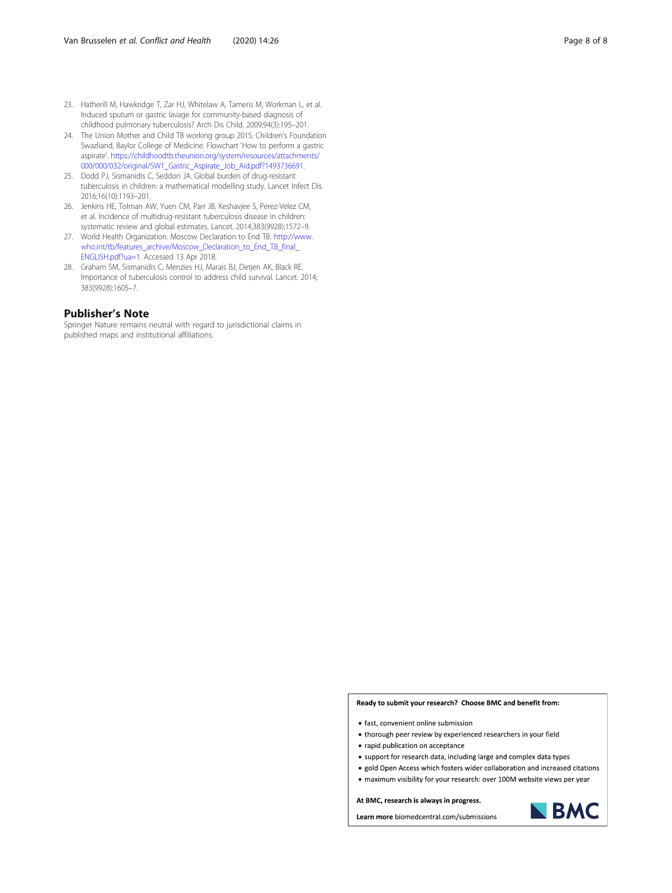23. Hatherill M, Hawkridge T, Zar HJ, Whitelaw A, Tameris M, Workman L, et al. Induced sputum or gastric lavage for community-based diagnosis of childhood pulmonary tuberculosis? Arch Dis Child. 2009;94(3):195–201.
24. The Union Mother and Child TB working group 2015. Children's Foundation Swazliand, Baylor College of Medicine. Flowchart 'How to perform a gastric aspirate'. https://childhoodtb.theunion.org/system/resources/attachments/000/000/032/original/SW1_Gastric_Aspirate_Job_Aid.pdf?1493736691.
25. Dodd PJ, Sismanidis C, Seddon JA. Global burden of drug-resistant tuberculosis in children: a mathematical modelling study. Lancet Infect Dis. 2016;16(10):1193–201.
26. Jenkins HE, Tolman AW, Yuen CM, Parr JB, Keshavjee S, Perez-Velez CM, et al. Incidence of multidrug-resistant tuberculosis disease in children: systematic review and global estimates. Lancet. 2014;383(9928):1572–9.
27. World Health Organization. Moscow Declaration to End TB. http://www.who.int/tb/features_archive/Moscow_Declaration_to_End_TB_final_ENGLISH.pdf?ua=1. Accessed 13 Apr 2018.
28. Graham SM, Sismanidis C, Menzies HJ, Marais BJ, Detjen AK, Black RE. Importance of tuberculosis control to address child survival. Lancet. 2014;383(9928):1605–7.

## Publisher's Note

Springer Nature remains neutral with regard to jurisdictional claims in published maps and institutional affiliations.

**Ready to submit your research? Choose BMC and benefit from:**

- fast, convenient online submission
- thorough peer review by experienced researchers in your field
- rapid publication on acceptance
- support for research data, including large and complex data types
- gold Open Access which fosters wider collaboration and increased citations
- maximum visibility for your research: over 100M website views per year

**At BMC, research is always in progress.**

**Learn more** biomedcentral.com/submissions

BMC